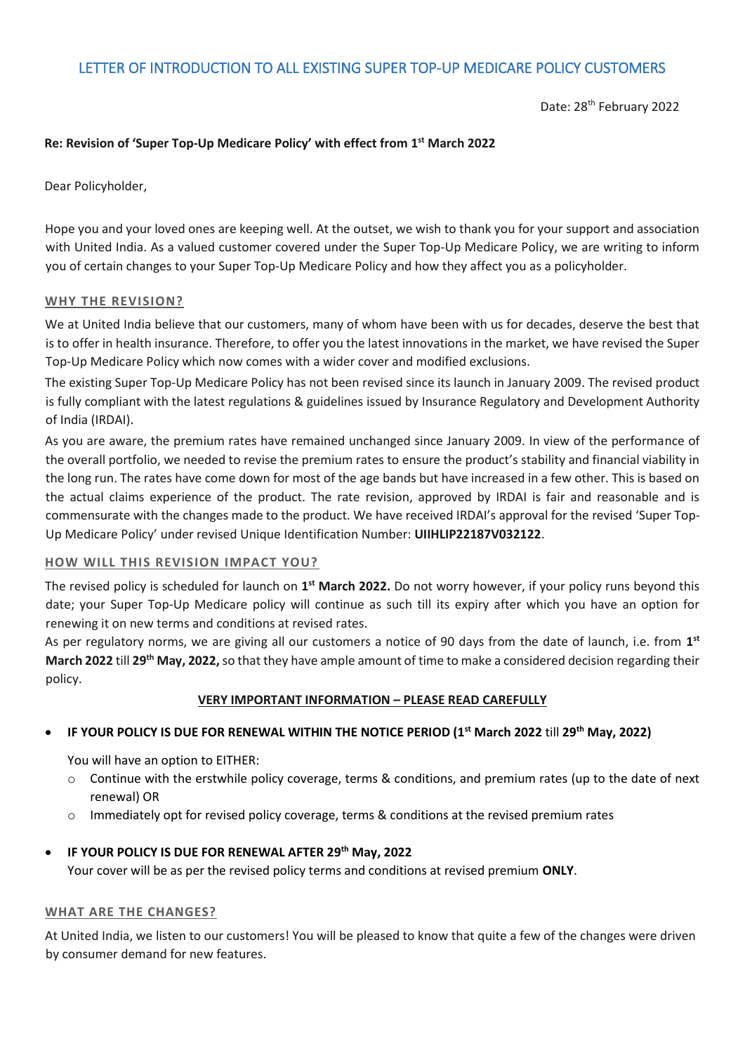# LETTER OF INTRODUCTION TO ALL EXISTING SUPER TOP-UP MEDICARE POLICY CUSTOMERS

Date: 28th February 2022

**Re: Revision of 'Super Top-Up Medicare Policy' with effect from 1st March 2022**

Dear Policyholder,

Hope you and your loved ones are keeping well. At the outset, we wish to thank you for your support and association with United India. As a valued customer covered under the Super Top-Up Medicare Policy, we are writing to inform you of certain changes to your Super Top-Up Medicare Policy and how they affect you as a policyholder.

## WHY THE REVISION?

We at United India believe that our customers, many of whom have been with us for decades, deserve the best that is to offer in health insurance. Therefore, to offer you the latest innovations in the market, we have revised the Super Top-Up Medicare Policy which now comes with a wider cover and modified exclusions.

The existing Super Top-Up Medicare Policy has not been revised since its launch in January 2009. The revised product is fully compliant with the latest regulations & guidelines issued by Insurance Regulatory and Development Authority of India (IRDAI).

As you are aware, the premium rates have remained unchanged since January 2009. In view of the performance of the overall portfolio, we needed to revise the premium rates to ensure the product's stability and financial viability in the long run. The rates have come down for most of the age bands but have increased in a few other. This is based on the actual claims experience of the product. The rate revision, approved by IRDAI is fair and reasonable and is commensurate with the changes made to the product. We have received IRDAI's approval for the revised 'Super Top-Up Medicare Policy' under revised Unique Identification Number: **UIIHLIP22187V032122**.

## HOW WILL THIS REVISION IMPACT YOU?

The revised policy is scheduled for launch on **1st March 2022.** Do not worry however, if your policy runs beyond this date; your Super Top-Up Medicare policy will continue as such till its expiry after which you have an option for renewing it on new terms and conditions at revised rates.

As per regulatory norms, we are giving all our customers a notice of 90 days from the date of launch, i.e. from **1st March 2022** till **29th May, 2022,** so that they have ample amount of time to make a considered decision regarding their policy.

**VERY IMPORTANT INFORMATION – PLEASE READ CAREFULLY**

- **IF YOUR POLICY IS DUE FOR RENEWAL WITHIN THE NOTICE PERIOD (1st March 2022 till 29th May, 2022)**

  You will have an option to EITHER:
  - Continue with the erstwhile policy coverage, terms & conditions, and premium rates (up to the date of next renewal) OR
  - Immediately opt for revised policy coverage, terms & conditions at the revised premium rates

- **IF YOUR POLICY IS DUE FOR RENEWAL AFTER 29th May, 2022**

  Your cover will be as per the revised policy terms and conditions at revised premium **ONLY**.

## WHAT ARE THE CHANGES?

At United India, we listen to our customers! You will be pleased to know that quite a few of the changes were driven by consumer demand for new features.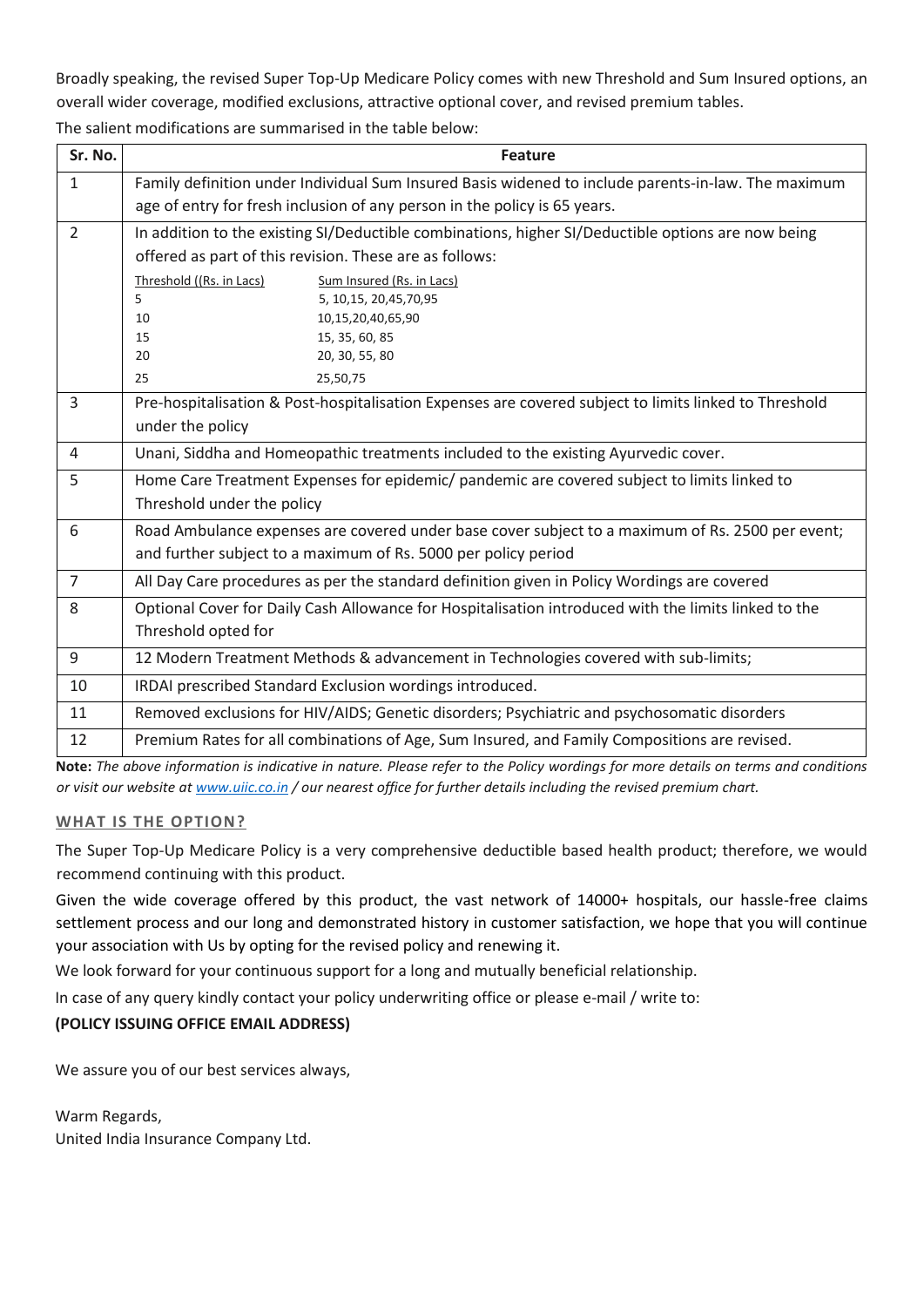Broadly speaking, the revised Super Top-Up Medicare Policy comes with new Threshold and Sum Insured options, an overall wider coverage, modified exclusions, attractive optional cover, and revised premium tables.

The salient modifications are summarised in the table below:

| Sr. No. | Feature |
|---|---|
| 1 | Family definition under Individual Sum Insured Basis widened to include parents-in-law. The maximum age of entry for fresh inclusion of any person in the policy is 65 years. |
| 2 | In addition to the existing SI/Deductible combinations, higher SI/Deductible options are now being offered as part of this revision. These are as follows:<br>Threshold ((Rs. in Lacs) — Sum Insured (Rs. in Lacs)<br>5 — 5, 10,15, 20,45,70,95<br>10 — 10,15,20,40,65,90<br>15 — 15, 35, 60, 85<br>20 — 20, 30, 55, 80<br>25 — 25,50,75 |
| 3 | Pre-hospitalisation & Post-hospitalisation Expenses are covered subject to limits linked to Threshold under the policy |
| 4 | Unani, Siddha and Homeopathic treatments included to the existing Ayurvedic cover. |
| 5 | Home Care Treatment Expenses for epidemic/ pandemic are covered subject to limits linked to Threshold under the policy |
| 6 | Road Ambulance expenses are covered under base cover subject to a maximum of Rs. 2500 per event; and further subject to a maximum of Rs. 5000 per policy period |
| 7 | All Day Care procedures as per the standard definition given in Policy Wordings are covered |
| 8 | Optional Cover for Daily Cash Allowance for Hospitalisation introduced with the limits linked to the Threshold opted for |
| 9 | 12 Modern Treatment Methods & advancement in Technologies covered with sub-limits; |
| 10 | IRDAI prescribed Standard Exclusion wordings introduced. |
| 11 | Removed exclusions for HIV/AIDS; Genetic disorders; Psychiatric and psychosomatic disorders |
| 12 | Premium Rates for all combinations of Age, Sum Insured, and Family Compositions are revised. |

**Note:** *The above information is indicative in nature. Please refer to the Policy wordings for more details on terms and conditions or visit our website at www.uiic.co.in / our nearest office for further details including the revised premium chart.*

## WHAT IS THE OPTION?

The Super Top-Up Medicare Policy is a very comprehensive deductible based health product; therefore, we would recommend continuing with this product.

Given the wide coverage offered by this product, the vast network of 14000+ hospitals, our hassle-free claims settlement process and our long and demonstrated history in customer satisfaction, we hope that you will continue your association with Us by opting for the revised policy and renewing it.

We look forward for your continuous support for a long and mutually beneficial relationship.

In case of any query kindly contact your policy underwriting office or please e-mail / write to:

**(POLICY ISSUING OFFICE EMAIL ADDRESS)**

We assure you of our best services always,

Warm Regards,
United India Insurance Company Ltd.